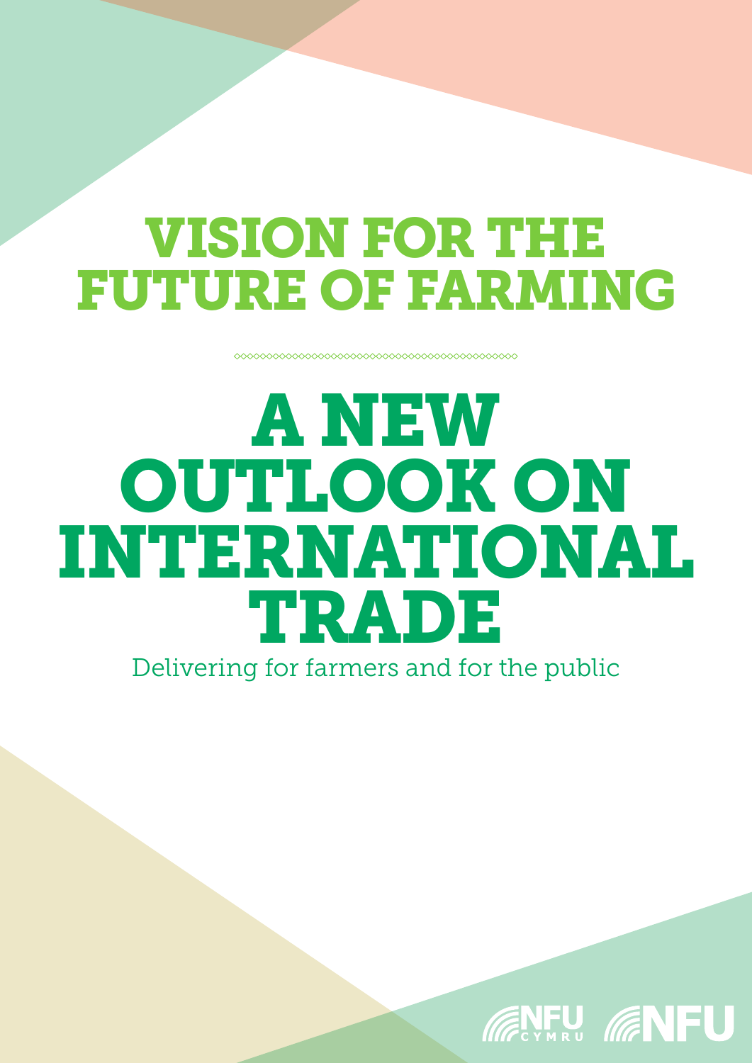# VISION FOR THE FUTURE OF FARMING

# A NEW OUTLOOK ON INTERNATIONAL TRADE

Delivering for farmers and for the public

NFU CYMRU NFU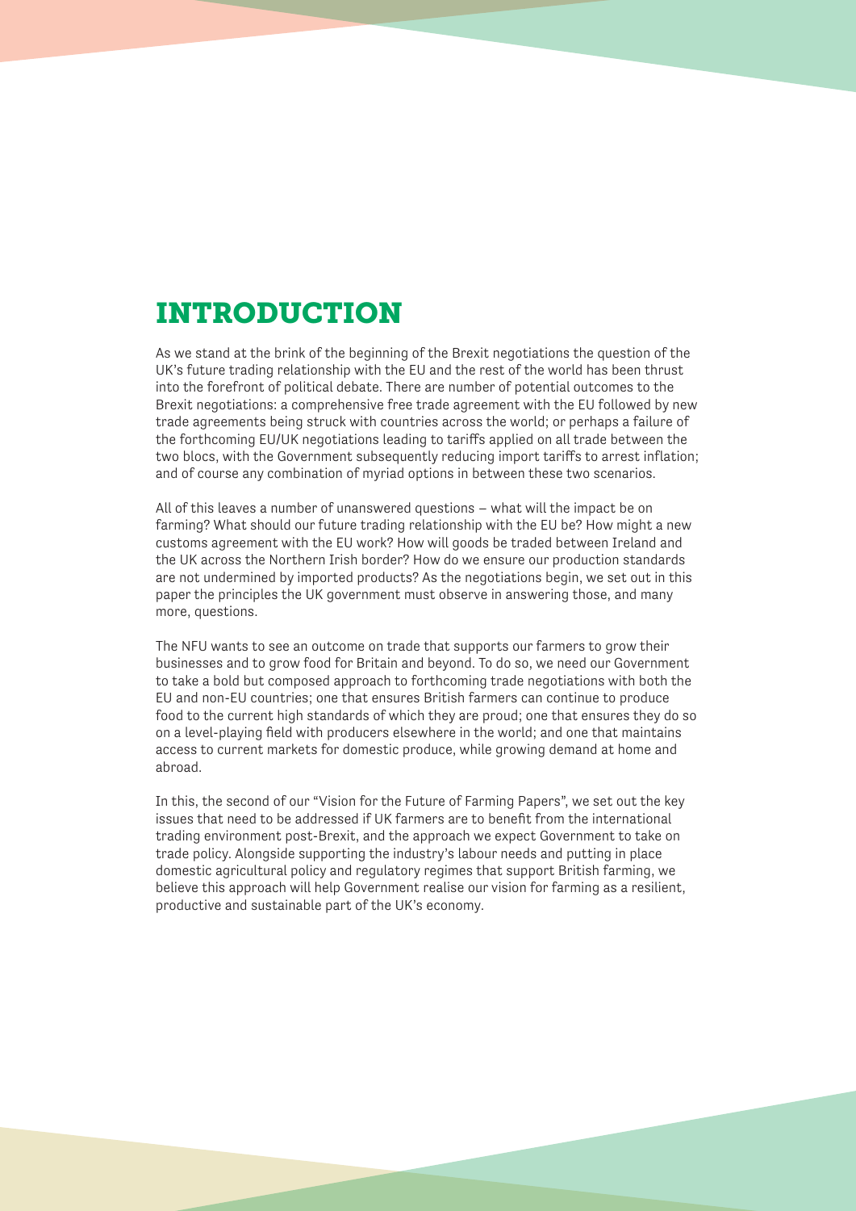# INTRODUCTION

As we stand at the brink of the beginning of the Brexit negotiations the question of the UK's future trading relationship with the EU and the rest of the world has been thrust into the forefront of political debate. There are number of potential outcomes to the Brexit negotiations: a comprehensive free trade agreement with the EU followed by new trade agreements being struck with countries across the world; or perhaps a failure of the forthcoming EU/UK negotiations leading to tariffs applied on all trade between the two blocs, with the Government subsequently reducing import tariffs to arrest inflation; and of course any combination of myriad options in between these two scenarios.

All of this leaves a number of unanswered questions – what will the impact be on farming? What should our future trading relationship with the EU be? How might a new customs agreement with the EU work? How will goods be traded between Ireland and the UK across the Northern Irish border? How do we ensure our production standards are not undermined by imported products? As the negotiations begin, we set out in this paper the principles the UK government must observe in answering those, and many more, questions.

The NFU wants to see an outcome on trade that supports our farmers to grow their businesses and to grow food for Britain and beyond. To do so, we need our Government to take a bold but composed approach to forthcoming trade negotiations with both the EU and non-EU countries; one that ensures British farmers can continue to produce food to the current high standards of which they are proud; one that ensures they do so on a level-playing field with producers elsewhere in the world; and one that maintains access to current markets for domestic produce, while growing demand at home and abroad.

In this, the second of our "Vision for the Future of Farming Papers", we set out the key issues that need to be addressed if UK farmers are to benefit from the international trading environment post-Brexit, and the approach we expect Government to take on trade policy. Alongside supporting the industry's labour needs and putting in place domestic agricultural policy and regulatory regimes that support British farming, we believe this approach will help Government realise our vision for farming as a resilient, productive and sustainable part of the UK's economy.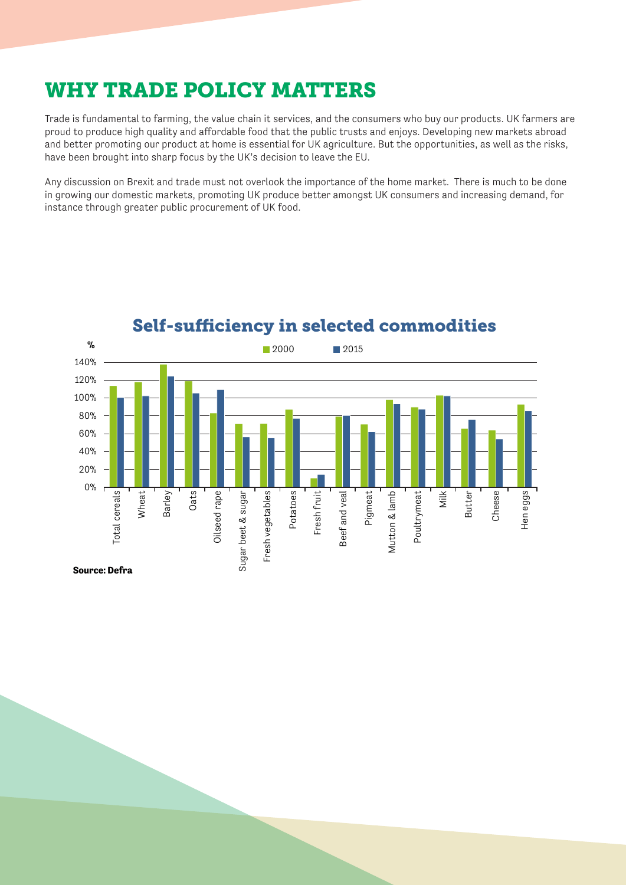# WHY TRADE POLICY MATTERS

Trade is fundamental to farming, the value chain it services, and the consumers who buy our products. UK farmers are proud to produce high quality and affordable food that the public trusts and enjoys. Developing new markets abroad and better promoting our product at home is essential for UK agriculture. But the opportunities, as well as the risks, have been brought into sharp focus by the UK's decision to leave the EU.

Any discussion on Brexit and trade must not overlook the importance of the home market. There is much to be done in growing our domestic markets, promoting UK produce better amongst UK consumers and increasing demand, for instance through greater public procurement of UK food.

## Self-sufficiency in selected commodities

**Source: Defra**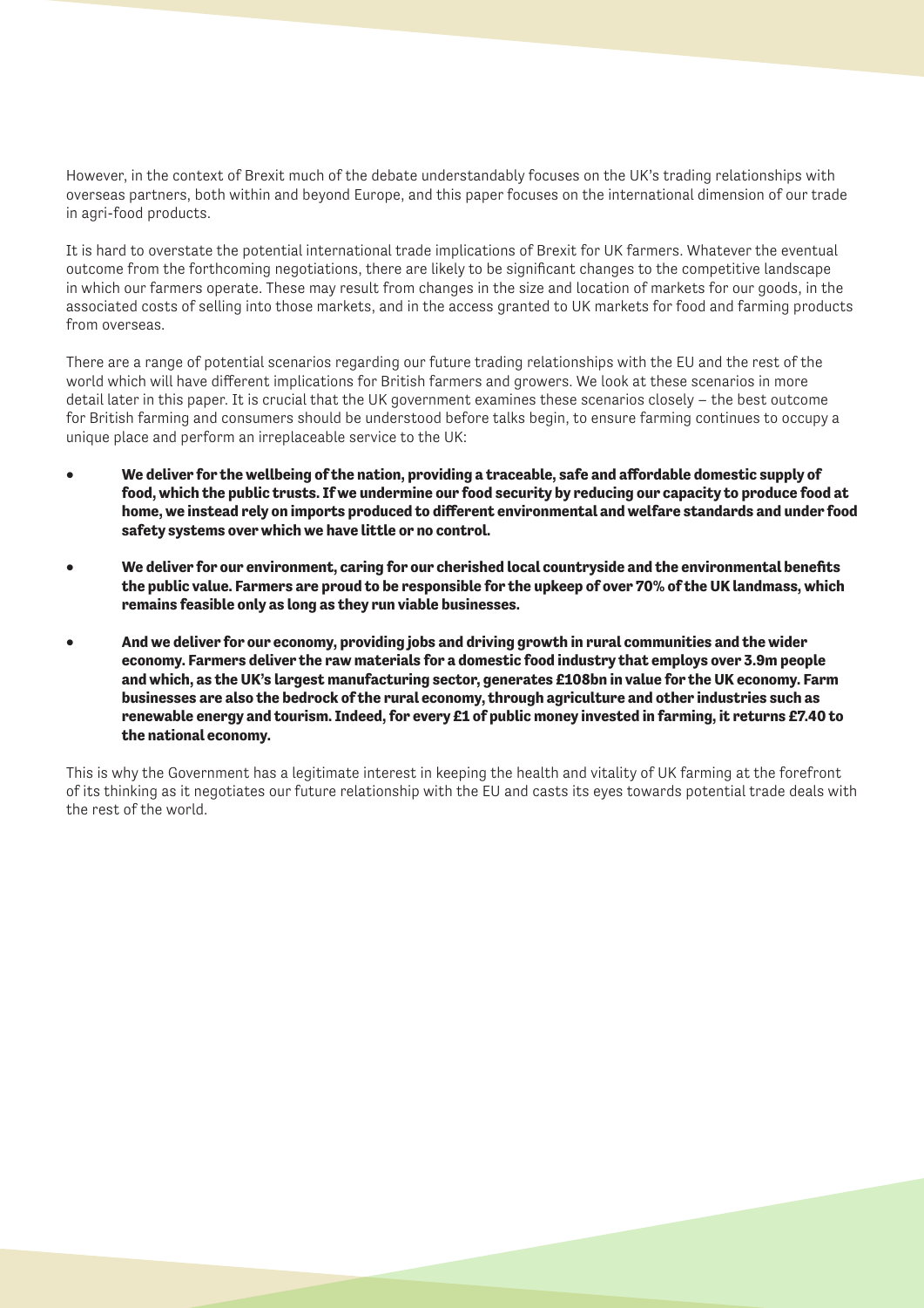However, in the context of Brexit much of the debate understandably focuses on the UK's trading relationships with overseas partners, both within and beyond Europe, and this paper focuses on the international dimension of our trade in agri-food products.

It is hard to overstate the potential international trade implications of Brexit for UK farmers. Whatever the eventual outcome from the forthcoming negotiations, there are likely to be significant changes to the competitive landscape in which our farmers operate. These may result from changes in the size and location of markets for our goods, in the associated costs of selling into those markets, and in the access granted to UK markets for food and farming products from overseas.

There are a range of potential scenarios regarding our future trading relationships with the EU and the rest of the world which will have different implications for British farmers and growers. We look at these scenarios in more detail later in this paper. It is crucial that the UK government examines these scenarios closely – the best outcome for British farming and consumers should be understood before talks begin, to ensure farming continues to occupy a unique place and perform an irreplaceable service to the UK:

- **We deliver for the wellbeing of the nation, providing a traceable, safe and affordable domestic supply of food, which the public trusts. If we undermine our food security by reducing our capacity to produce food at home, we instead rely on imports produced to different environmental and welfare standards and under food safety systems over which we have little or no control.**

- **We deliver for our environment, caring for our cherished local countryside and the environmental benefits the public value. Farmers are proud to be responsible for the upkeep of over 70% of the UK landmass, which remains feasible only as long as they run viable businesses.**

- **And we deliver for our economy, providing jobs and driving growth in rural communities and the wider economy. Farmers deliver the raw materials for a domestic food industry that employs over 3.9m people and which, as the UK's largest manufacturing sector, generates £108bn in value for the UK economy. Farm businesses are also the bedrock of the rural economy, through agriculture and other industries such as renewable energy and tourism. Indeed, for every £1 of public money invested in farming, it returns £7.40 to the national economy.**

This is why the Government has a legitimate interest in keeping the health and vitality of UK farming at the forefront of its thinking as it negotiates our future relationship with the EU and casts its eyes towards potential trade deals with the rest of the world.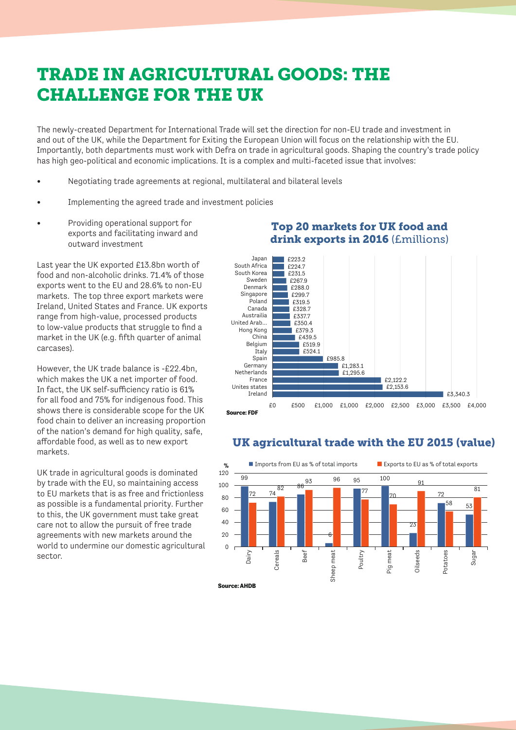# TRADE IN AGRICULTURAL GOODS: THE CHALLENGE FOR THE UK

The newly-created Department for International Trade will set the direction for non-EU trade and investment in and out of the UK, while the Department for Exiting the European Union will focus on the relationship with the EU. Importantly, both departments must work with Defra on trade in agricultural goods. Shaping the country's trade policy has high geo-political and economic implications. It is a complex and multi-faceted issue that involves:

- Negotiating trade agreements at regional, multilateral and bilateral levels
- Implementing the agreed trade and investment policies
- Providing operational support for exports and facilitating inward and outward investment

Last year the UK exported £13.8bn worth of food and non-alcoholic drinks. 71.4% of those exports went to the EU and 28.6% to non-EU markets. The top three export markets were Ireland, United States and France. UK exports range from high-value, processed products to low-value products that struggle to find a market in the UK (e.g. fifth quarter of animal carcases).

However, the UK trade balance is -£22.4bn, which makes the UK a net importer of food. In fact, the UK self-sufficiency ratio is 61% for all food and 75% for indigenous food. This shows there is considerable scope for the UK food chain to deliver an increasing proportion of the nation's demand for high quality, safe, affordable food, as well as to new export markets.

UK trade in agricultural goods is dominated by trade with the EU, so maintaining access to EU markets that is as free and frictionless as possible is a fundamental priority. Further to this, the UK government must take great care not to allow the pursuit of free trade agreements with new markets around the world to undermine our domestic agricultural sector.

## Top 20 markets for UK food and drink exports in 2016 (£millions)

| Market | £millions |
|---|---|
| Japan | £223.2 |
| South Africa | £224.7 |
| South Korea | £231.5 |
| Sweden | £267.9 |
| Denmark | £288.0 |
| Singapore | £299.7 |
| Poland | £319.5 |
| Canada | £328.7 |
| Austrailia | £337.7 |
| United Arab... | £350.4 |
| Hong Kong | £379.3 |
| China | £439.5 |
| Belgium | £519.9 |
| Italy | £524.1 |
| Spain | £985.8 |
| Germany | £1,283.1 |
| Netherlands | £1,295.6 |
| France | £2,122.2 |
| Unites states | £2,153.6 |
| Ireland | £3,340.3 |

Source: FDF

## UK agricultural trade with the EU 2015 (value)

| % | Imports from EU as % of total imports | Exports to EU as % of total exports |
|---|---|---|
| Dairy | 99 | 72 |
| Cereals | 74 | 82 |
| Beef | 86 | 93 |
| Sheep meat | 6 | 96 |
| Poultry | 95 | 77 |
| Pig meat | 100 | 70 |
| Oilseeds | 23 | 91 |
| Potatoes | 72 | 58 |
| Sugar | 53 | 81 |

Source: AHDB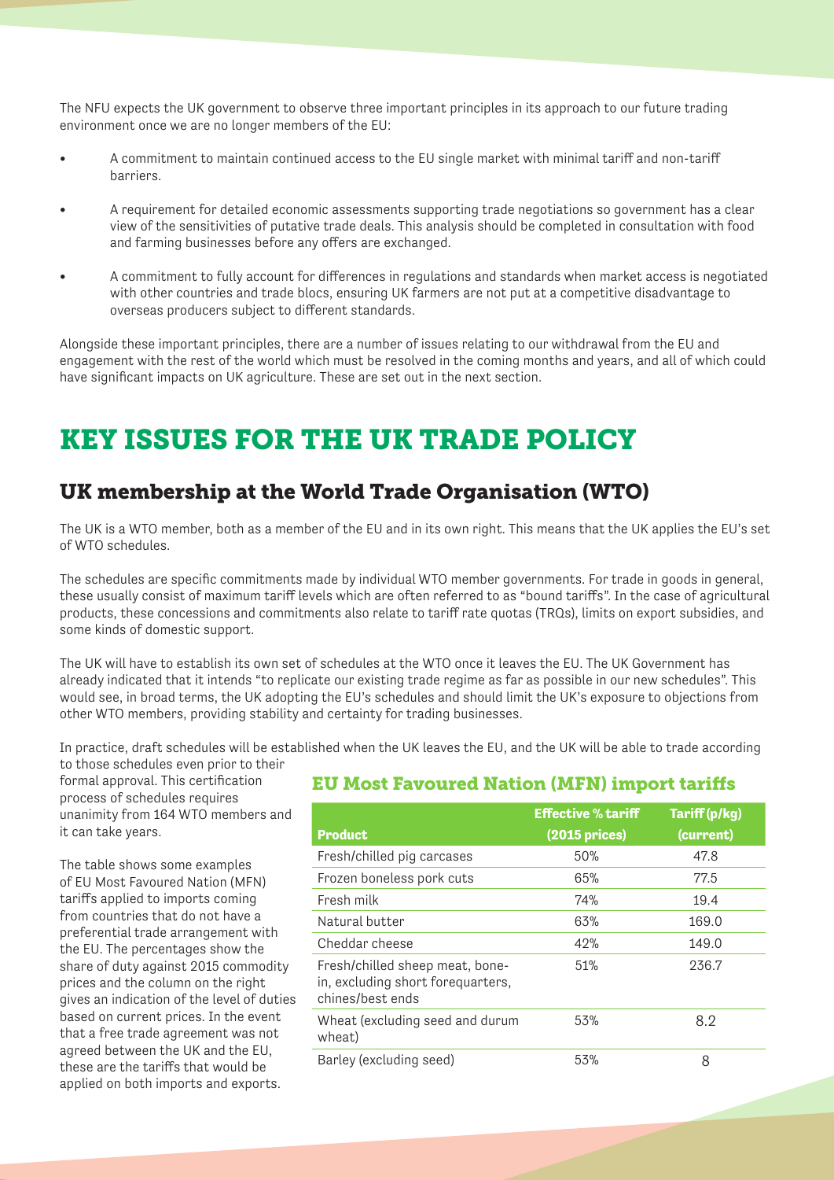The NFU expects the UK government to observe three important principles in its approach to our future trading environment once we are no longer members of the EU:

- A commitment to maintain continued access to the EU single market with minimal tariff and non-tariff barriers.
- A requirement for detailed economic assessments supporting trade negotiations so government has a clear view of the sensitivities of putative trade deals. This analysis should be completed in consultation with food and farming businesses before any offers are exchanged.
- A commitment to fully account for differences in regulations and standards when market access is negotiated with other countries and trade blocs, ensuring UK farmers are not put at a competitive disadvantage to overseas producers subject to different standards.

Alongside these important principles, there are a number of issues relating to our withdrawal from the EU and engagement with the rest of the world which must be resolved in the coming months and years, and all of which could have significant impacts on UK agriculture. These are set out in the next section.

# KEY ISSUES FOR THE UK TRADE POLICY

## UK membership at the World Trade Organisation (WTO)

The UK is a WTO member, both as a member of the EU and in its own right. This means that the UK applies the EU's set of WTO schedules.

The schedules are specific commitments made by individual WTO member governments. For trade in goods in general, these usually consist of maximum tariff levels which are often referred to as "bound tariffs". In the case of agricultural products, these concessions and commitments also relate to tariff rate quotas (TRQs), limits on export subsidies, and some kinds of domestic support.

The UK will have to establish its own set of schedules at the WTO once it leaves the EU. The UK Government has already indicated that it intends "to replicate our existing trade regime as far as possible in our new schedules". This would see, in broad terms, the UK adopting the EU's schedules and should limit the UK's exposure to objections from other WTO members, providing stability and certainty for trading businesses.

In practice, draft schedules will be established when the UK leaves the EU, and the UK will be able to trade according to those schedules even prior to their formal approval. This certification process of schedules requires unanimity from 164 WTO members and it can take years.

The table shows some examples of EU Most Favoured Nation (MFN) tariffs applied to imports coming from countries that do not have a preferential trade arrangement with the EU. The percentages show the share of duty against 2015 commodity prices and the column on the right gives an indication of the level of duties based on current prices. In the event that a free trade agreement was not agreed between the UK and the EU, these are the tariffs that would be applied on both imports and exports.

### EU Most Favoured Nation (MFN) import tariffs

| Product | Effective % tariff (2015 prices) | Tariff (p/kg) (current) |
|---|---|---|
| Fresh/chilled pig carcases | 50% | 47.8 |
| Frozen boneless pork cuts | 65% | 77.5 |
| Fresh milk | 74% | 19.4 |
| Natural butter | 63% | 169.0 |
| Cheddar cheese | 42% | 149.0 |
| Fresh/chilled sheep meat, bone-in, excluding short forequarters, chines/best ends | 51% | 236.7 |
| Wheat (excluding seed and durum wheat) | 53% | 8.2 |
| Barley (excluding seed) | 53% | 8 |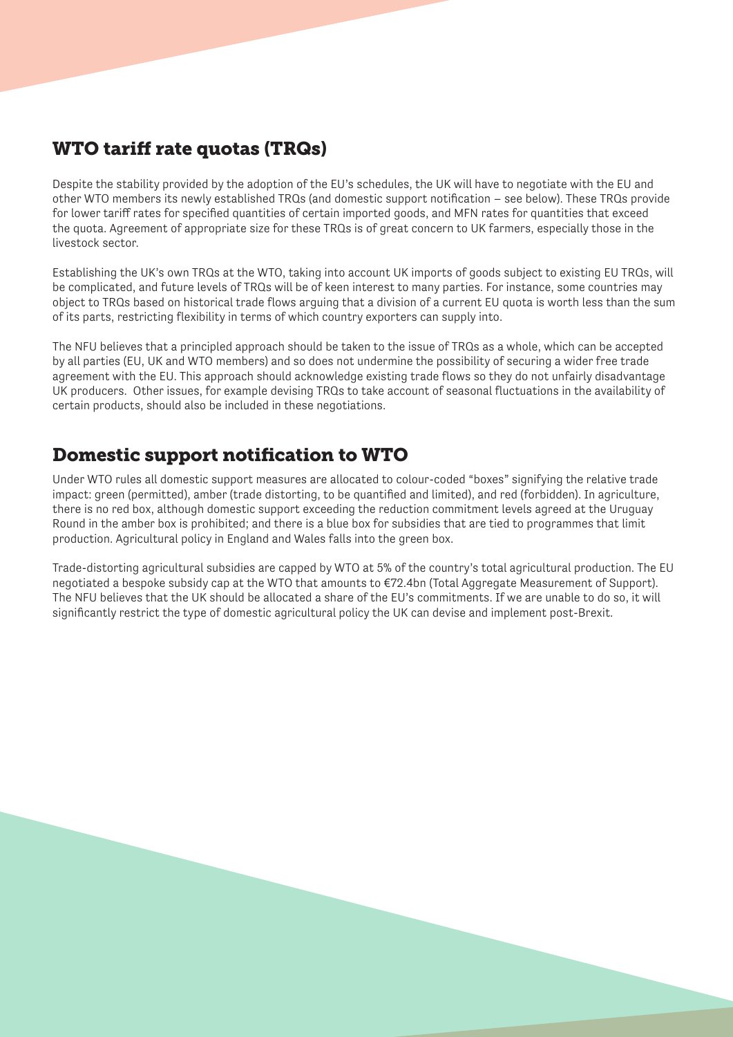## WTO tariff rate quotas (TRQs)

Despite the stability provided by the adoption of the EU's schedules, the UK will have to negotiate with the EU and other WTO members its newly established TRQs (and domestic support notification – see below). These TRQs provide for lower tariff rates for specified quantities of certain imported goods, and MFN rates for quantities that exceed the quota. Agreement of appropriate size for these TRQs is of great concern to UK farmers, especially those in the livestock sector.

Establishing the UK's own TRQs at the WTO, taking into account UK imports of goods subject to existing EU TRQs, will be complicated, and future levels of TRQs will be of keen interest to many parties. For instance, some countries may object to TRQs based on historical trade flows arguing that a division of a current EU quota is worth less than the sum of its parts, restricting flexibility in terms of which country exporters can supply into.

The NFU believes that a principled approach should be taken to the issue of TRQs as a whole, which can be accepted by all parties (EU, UK and WTO members) and so does not undermine the possibility of securing a wider free trade agreement with the EU. This approach should acknowledge existing trade flows so they do not unfairly disadvantage UK producers. Other issues, for example devising TRQs to take account of seasonal fluctuations in the availability of certain products, should also be included in these negotiations.

## Domestic support notification to WTO

Under WTO rules all domestic support measures are allocated to colour-coded "boxes" signifying the relative trade impact: green (permitted), amber (trade distorting, to be quantified and limited), and red (forbidden). In agriculture, there is no red box, although domestic support exceeding the reduction commitment levels agreed at the Uruguay Round in the amber box is prohibited; and there is a blue box for subsidies that are tied to programmes that limit production. Agricultural policy in England and Wales falls into the green box.

Trade-distorting agricultural subsidies are capped by WTO at 5% of the country's total agricultural production. The EU negotiated a bespoke subsidy cap at the WTO that amounts to €72.4bn (Total Aggregate Measurement of Support). The NFU believes that the UK should be allocated a share of the EU's commitments. If we are unable to do so, it will significantly restrict the type of domestic agricultural policy the UK can devise and implement post-Brexit.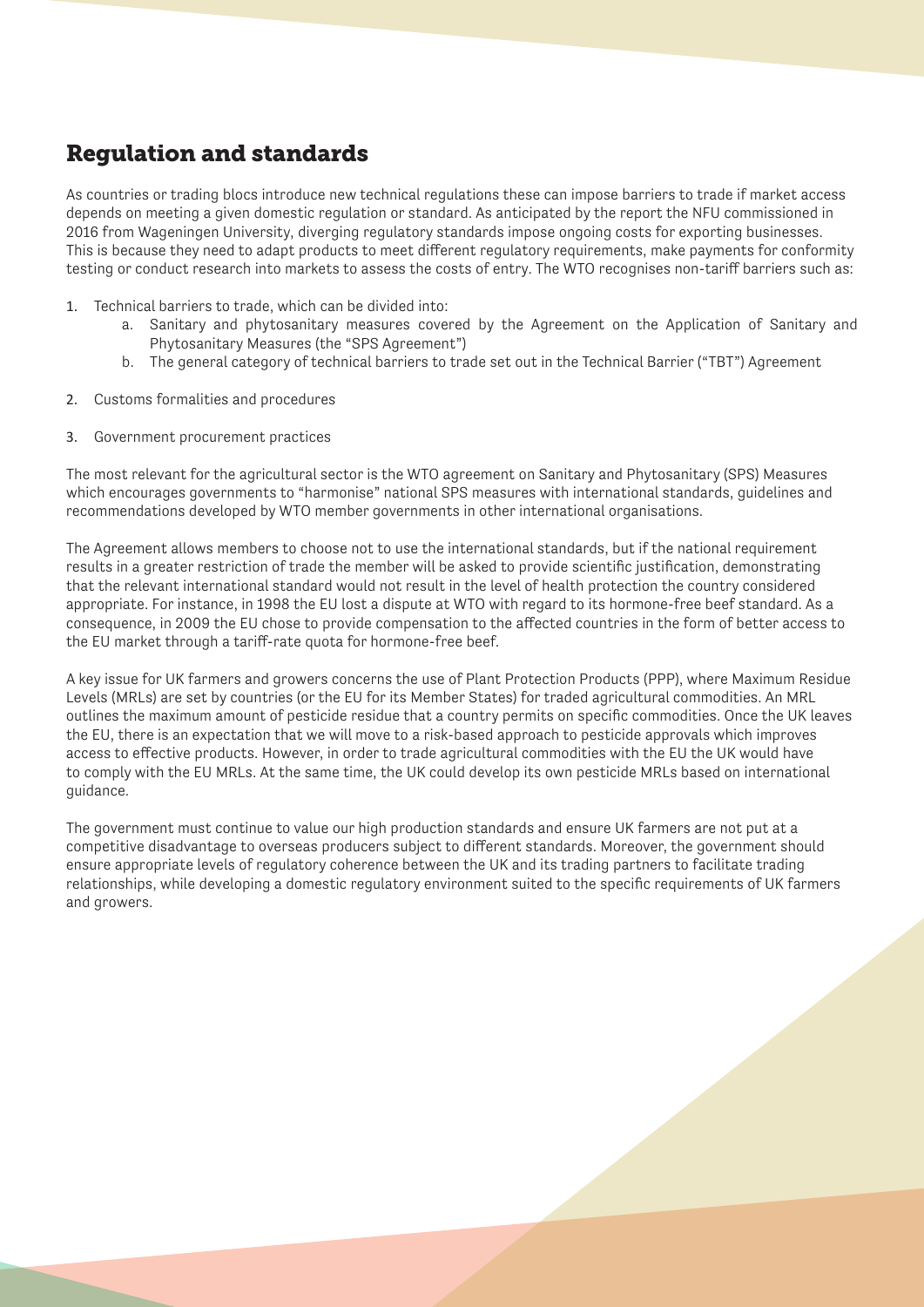## Regulation and standards

As countries or trading blocs introduce new technical regulations these can impose barriers to trade if market access depends on meeting a given domestic regulation or standard. As anticipated by the report the NFU commissioned in 2016 from Wageningen University, diverging regulatory standards impose ongoing costs for exporting businesses. This is because they need to adapt products to meet different regulatory requirements, make payments for conformity testing or conduct research into markets to assess the costs of entry. The WTO recognises non-tariff barriers such as:

1. Technical barriers to trade, which can be divided into:
   a. Sanitary and phytosanitary measures covered by the Agreement on the Application of Sanitary and Phytosanitary Measures (the "SPS Agreement")
   b. The general category of technical barriers to trade set out in the Technical Barrier ("TBT") Agreement

2. Customs formalities and procedures

3. Government procurement practices

The most relevant for the agricultural sector is the WTO agreement on Sanitary and Phytosanitary (SPS) Measures which encourages governments to "harmonise" national SPS measures with international standards, guidelines and recommendations developed by WTO member governments in other international organisations.

The Agreement allows members to choose not to use the international standards, but if the national requirement results in a greater restriction of trade the member will be asked to provide scientific justification, demonstrating that the relevant international standard would not result in the level of health protection the country considered appropriate. For instance, in 1998 the EU lost a dispute at WTO with regard to its hormone-free beef standard. As a consequence, in 2009 the EU chose to provide compensation to the affected countries in the form of better access to the EU market through a tariff-rate quota for hormone-free beef.

A key issue for UK farmers and growers concerns the use of Plant Protection Products (PPP), where Maximum Residue Levels (MRLs) are set by countries (or the EU for its Member States) for traded agricultural commodities. An MRL outlines the maximum amount of pesticide residue that a country permits on specific commodities. Once the UK leaves the EU, there is an expectation that we will move to a risk-based approach to pesticide approvals which improves access to effective products. However, in order to trade agricultural commodities with the EU the UK would have to comply with the EU MRLs. At the same time, the UK could develop its own pesticide MRLs based on international guidance.

The government must continue to value our high production standards and ensure UK farmers are not put at a competitive disadvantage to overseas producers subject to different standards. Moreover, the government should ensure appropriate levels of regulatory coherence between the UK and its trading partners to facilitate trading relationships, while developing a domestic regulatory environment suited to the specific requirements of UK farmers and growers.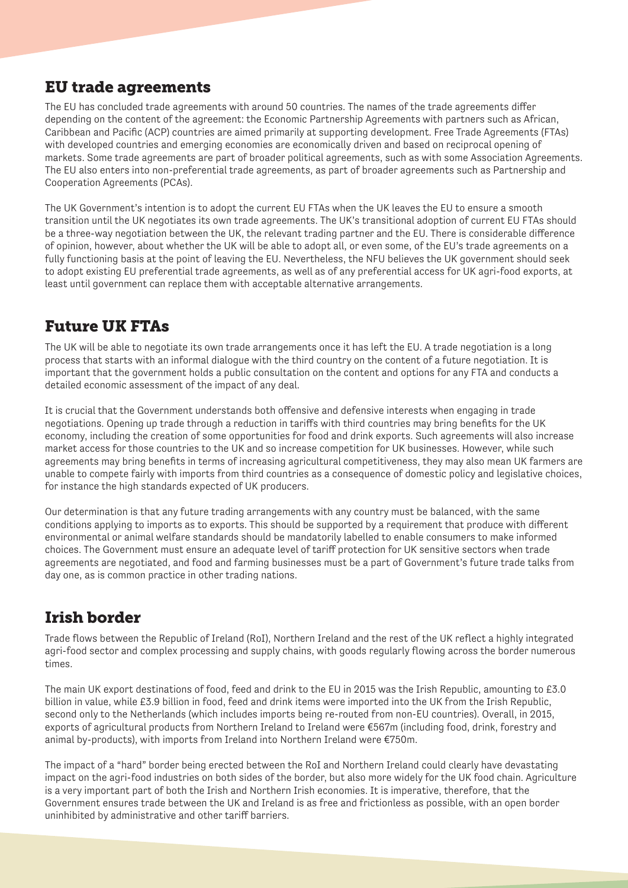## EU trade agreements

The EU has concluded trade agreements with around 50 countries. The names of the trade agreements differ depending on the content of the agreement: the Economic Partnership Agreements with partners such as African, Caribbean and Pacific (ACP) countries are aimed primarily at supporting development. Free Trade Agreements (FTAs) with developed countries and emerging economies are economically driven and based on reciprocal opening of markets. Some trade agreements are part of broader political agreements, such as with some Association Agreements. The EU also enters into non-preferential trade agreements, as part of broader agreements such as Partnership and Cooperation Agreements (PCAs).

The UK Government's intention is to adopt the current EU FTAs when the UK leaves the EU to ensure a smooth transition until the UK negotiates its own trade agreements. The UK's transitional adoption of current EU FTAs should be a three-way negotiation between the UK, the relevant trading partner and the EU. There is considerable difference of opinion, however, about whether the UK will be able to adopt all, or even some, of the EU's trade agreements on a fully functioning basis at the point of leaving the EU. Nevertheless, the NFU believes the UK government should seek to adopt existing EU preferential trade agreements, as well as of any preferential access for UK agri-food exports, at least until government can replace them with acceptable alternative arrangements.

## Future UK FTAs

The UK will be able to negotiate its own trade arrangements once it has left the EU. A trade negotiation is a long process that starts with an informal dialogue with the third country on the content of a future negotiation. It is important that the government holds a public consultation on the content and options for any FTA and conducts a detailed economic assessment of the impact of any deal.

It is crucial that the Government understands both offensive and defensive interests when engaging in trade negotiations. Opening up trade through a reduction in tariffs with third countries may bring benefits for the UK economy, including the creation of some opportunities for food and drink exports. Such agreements will also increase market access for those countries to the UK and so increase competition for UK businesses. However, while such agreements may bring benefits in terms of increasing agricultural competitiveness, they may also mean UK farmers are unable to compete fairly with imports from third countries as a consequence of domestic policy and legislative choices, for instance the high standards expected of UK producers.

Our determination is that any future trading arrangements with any country must be balanced, with the same conditions applying to imports as to exports. This should be supported by a requirement that produce with different environmental or animal welfare standards should be mandatorily labelled to enable consumers to make informed choices. The Government must ensure an adequate level of tariff protection for UK sensitive sectors when trade agreements are negotiated, and food and farming businesses must be a part of Government's future trade talks from day one, as is common practice in other trading nations.

## Irish border

Trade flows between the Republic of Ireland (RoI), Northern Ireland and the rest of the UK reflect a highly integrated agri-food sector and complex processing and supply chains, with goods regularly flowing across the border numerous times.

The main UK export destinations of food, feed and drink to the EU in 2015 was the Irish Republic, amounting to £3.0 billion in value, while £3.9 billion in food, feed and drink items were imported into the UK from the Irish Republic, second only to the Netherlands (which includes imports being re-routed from non-EU countries). Overall, in 2015, exports of agricultural products from Northern Ireland to Ireland were €567m (including food, drink, forestry and animal by-products), with imports from Ireland into Northern Ireland were €750m.

The impact of a "hard" border being erected between the RoI and Northern Ireland could clearly have devastating impact on the agri-food industries on both sides of the border, but also more widely for the UK food chain. Agriculture is a very important part of both the Irish and Northern Irish economies. It is imperative, therefore, that the Government ensures trade between the UK and Ireland is as free and frictionless as possible, with an open border uninhibited by administrative and other tariff barriers.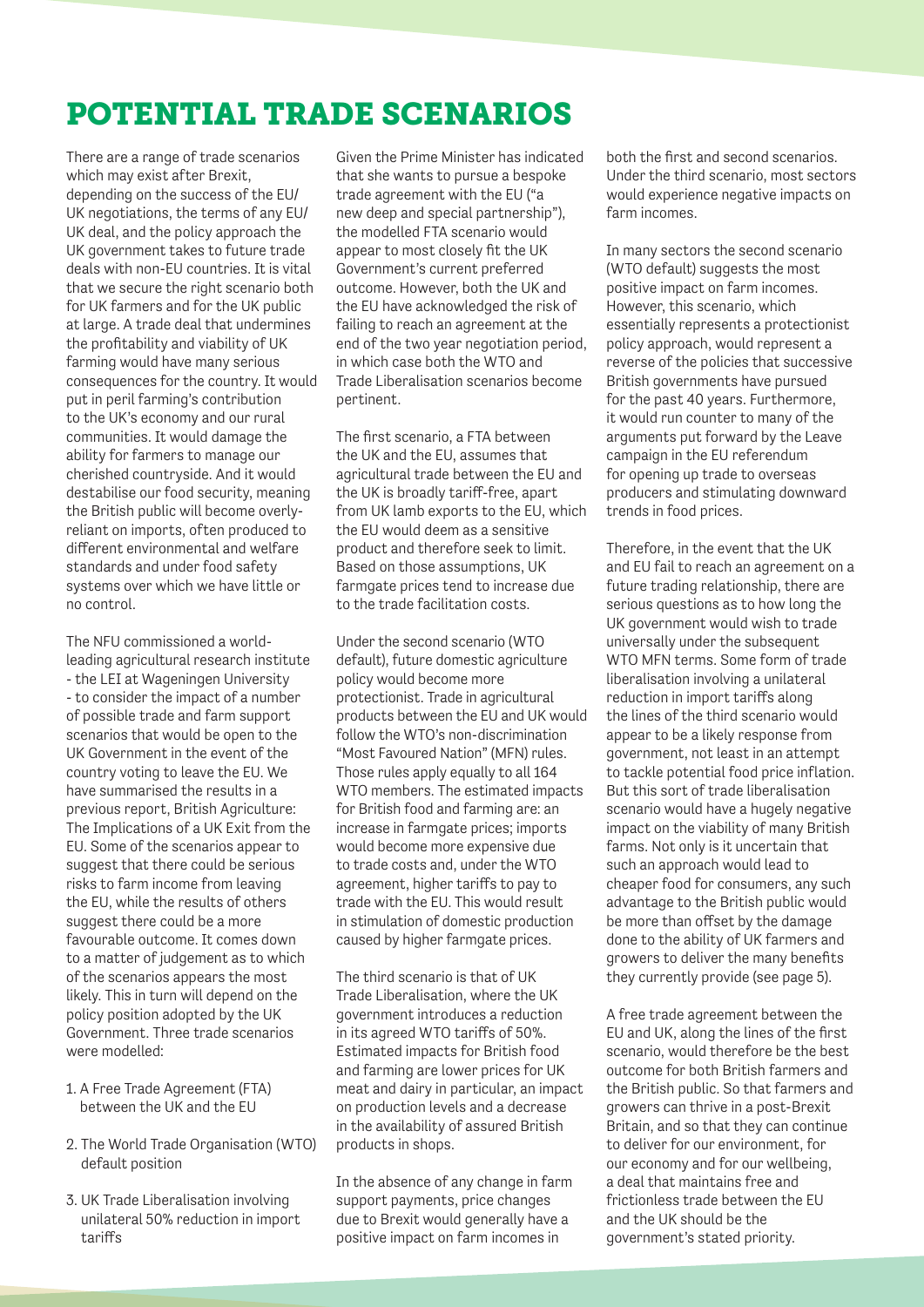# POTENTIAL TRADE SCENARIOS

There are a range of trade scenarios which may exist after Brexit, depending on the success of the EU/UK negotiations, the terms of any EU/UK deal, and the policy approach the UK government takes to future trade deals with non-EU countries. It is vital that we secure the right scenario both for UK farmers and for the UK public at large. A trade deal that undermines the profitability and viability of UK farming would have many serious consequences for the country. It would put in peril farming's contribution to the UK's economy and our rural communities. It would damage the ability for farmers to manage our cherished countryside. And it would destabilise our food security, meaning the British public will become overly-reliant on imports, often produced to different environmental and welfare standards and under food safety systems over which we have little or no control.

The NFU commissioned a world-leading agricultural research institute - the LEI at Wageningen University - to consider the impact of a number of possible trade and farm support scenarios that would be open to the UK Government in the event of the country voting to leave the EU. We have summarised the results in a previous report, British Agriculture: The Implications of a UK Exit from the EU. Some of the scenarios appear to suggest that there could be serious risks to farm income from leaving the EU, while the results of others suggest there could be a more favourable outcome. It comes down to a matter of judgement as to which of the scenarios appears the most likely. This in turn will depend on the policy position adopted by the UK Government. Three trade scenarios were modelled:

1. A Free Trade Agreement (FTA) between the UK and the EU
2. The World Trade Organisation (WTO) default position
3. UK Trade Liberalisation involving unilateral 50% reduction in import tariffs

Given the Prime Minister has indicated that she wants to pursue a bespoke trade agreement with the EU ("a new deep and special partnership"), the modelled FTA scenario would appear to most closely fit the UK Government's current preferred outcome. However, both the UK and the EU have acknowledged the risk of failing to reach an agreement at the end of the two year negotiation period, in which case both the WTO and Trade Liberalisation scenarios become pertinent.

The first scenario, a FTA between the UK and the EU, assumes that agricultural trade between the EU and the UK is broadly tariff-free, apart from UK lamb exports to the EU, which the EU would deem as a sensitive product and therefore seek to limit. Based on those assumptions, UK farmgate prices tend to increase due to the trade facilitation costs.

Under the second scenario (WTO default), future domestic agriculture policy would become more protectionist. Trade in agricultural products between the EU and UK would follow the WTO's non-discrimination "Most Favoured Nation" (MFN) rules. Those rules apply equally to all 164 WTO members. The estimated impacts for British food and farming are: an increase in farmgate prices; imports would become more expensive due to trade costs and, under the WTO agreement, higher tariffs to pay to trade with the EU. This would result in stimulation of domestic production caused by higher farmgate prices.

The third scenario is that of UK Trade Liberalisation, where the UK government introduces a reduction in its agreed WTO tariffs of 50%. Estimated impacts for British food and farming are lower prices for UK meat and dairy in particular, an impact on production levels and a decrease in the availability of assured British products in shops.

In the absence of any change in farm support payments, price changes due to Brexit would generally have a positive impact on farm incomes in both the first and second scenarios. Under the third scenario, most sectors would experience negative impacts on farm incomes.

In many sectors the second scenario (WTO default) suggests the most positive impact on farm incomes. However, this scenario, which essentially represents a protectionist policy approach, would represent a reverse of the policies that successive British governments have pursued for the past 40 years. Furthermore, it would run counter to many of the arguments put forward by the Leave campaign in the EU referendum for opening up trade to overseas producers and stimulating downward trends in food prices.

Therefore, in the event that the UK and EU fail to reach an agreement on a future trading relationship, there are serious questions as to how long the UK government would wish to trade universally under the subsequent WTO MFN terms. Some form of trade liberalisation involving a unilateral reduction in import tariffs along the lines of the third scenario would appear to be a likely response from government, not least in an attempt to tackle potential food price inflation. But this sort of trade liberalisation scenario would have a hugely negative impact on the viability of many British farms. Not only is it uncertain that such an approach would lead to cheaper food for consumers, any such advantage to the British public would be more than offset by the damage done to the ability of UK farmers and growers to deliver the many benefits they currently provide (see page 5).

A free trade agreement between the EU and UK, along the lines of the first scenario, would therefore be the best outcome for both British farmers and the British public. So that farmers and growers can thrive in a post-Brexit Britain, and so that they can continue to deliver for our environment, for our economy and for our wellbeing, a deal that maintains free and frictionless trade between the EU and the UK should be the government's stated priority.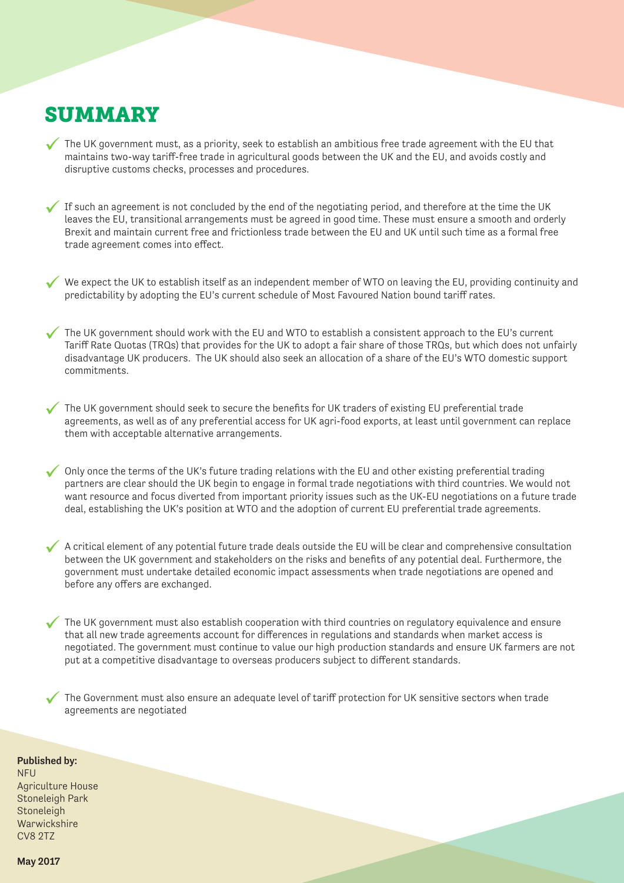# SUMMARY

- The UK government must, as a priority, seek to establish an ambitious free trade agreement with the EU that maintains two-way tariff-free trade in agricultural goods between the UK and the EU, and avoids costly and disruptive customs checks, processes and procedures.

- If such an agreement is not concluded by the end of the negotiating period, and therefore at the time the UK leaves the EU, transitional arrangements must be agreed in good time. These must ensure a smooth and orderly Brexit and maintain current free and frictionless trade between the EU and UK until such time as a formal free trade agreement comes into effect.

- We expect the UK to establish itself as an independent member of WTO on leaving the EU, providing continuity and predictability by adopting the EU's current schedule of Most Favoured Nation bound tariff rates.

- The UK government should work with the EU and WTO to establish a consistent approach to the EU's current Tariff Rate Quotas (TRQs) that provides for the UK to adopt a fair share of those TRQs, but which does not unfairly disadvantage UK producers. The UK should also seek an allocation of a share of the EU's WTO domestic support commitments.

- The UK government should seek to secure the benefits for UK traders of existing EU preferential trade agreements, as well as of any preferential access for UK agri-food exports, at least until government can replace them with acceptable alternative arrangements.

- Only once the terms of the UK's future trading relations with the EU and other existing preferential trading partners are clear should the UK begin to engage in formal trade negotiations with third countries. We would not want resource and focus diverted from important priority issues such as the UK-EU negotiations on a future trade deal, establishing the UK's position at WTO and the adoption of current EU preferential trade agreements.

- A critical element of any potential future trade deals outside the EU will be clear and comprehensive consultation between the UK government and stakeholders on the risks and benefits of any potential deal. Furthermore, the government must undertake detailed economic impact assessments when trade negotiations are opened and before any offers are exchanged.

- The UK government must also establish cooperation with third countries on regulatory equivalence and ensure that all new trade agreements account for differences in regulations and standards when market access is negotiated. The government must continue to value our high production standards and ensure UK farmers are not put at a competitive disadvantage to overseas producers subject to different standards.

- The Government must also ensure an adequate level of tariff protection for UK sensitive sectors when trade agreements are negotiated

**Published by:**
NFU
Agriculture House
Stoneleigh Park
Stoneleigh
Warwickshire
CV8 2TZ

**May 2017**